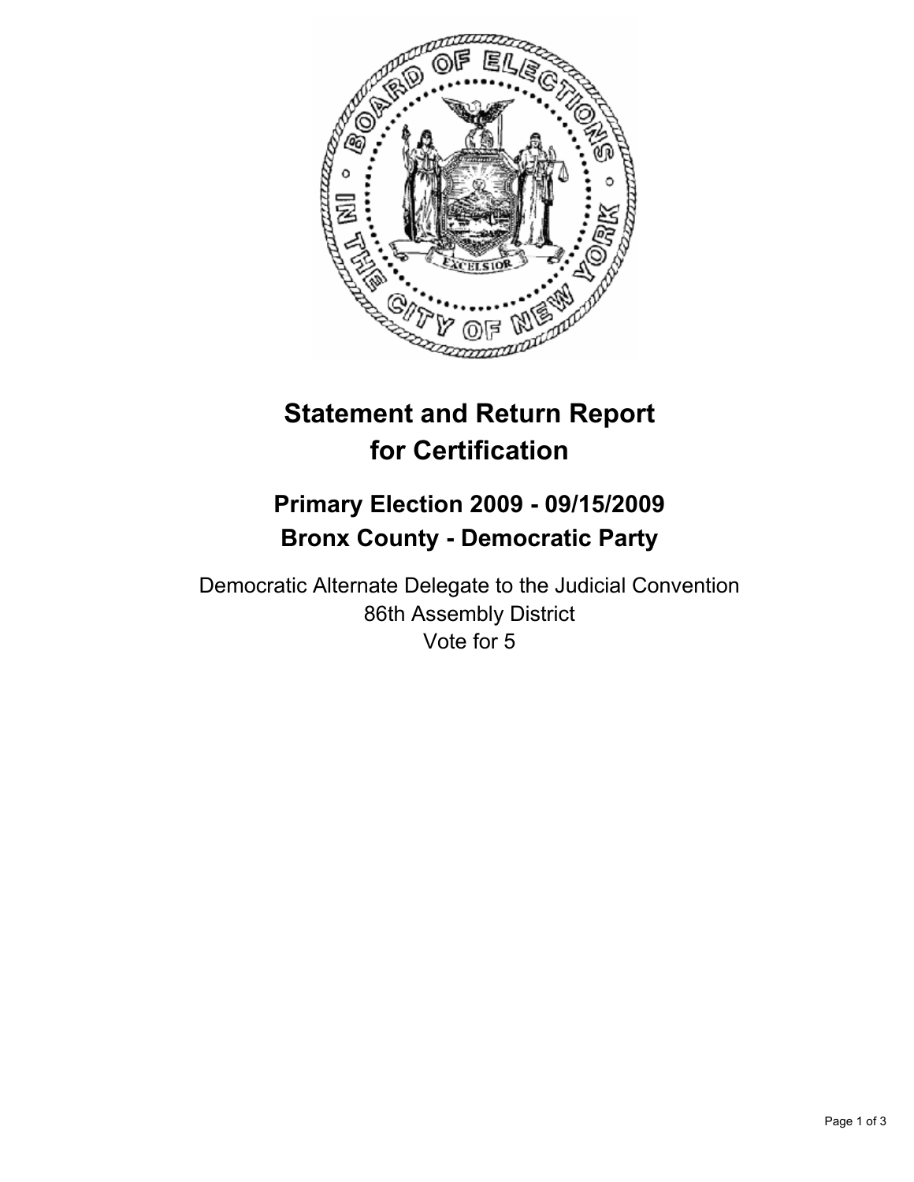# Statement and Return Report for Certification

## Primary Election 2009 - 09/15/2009
## Bronx County - Democratic Party

Democratic Alternate Delegate to the Judicial Convention
86th Assembly District
Vote for 5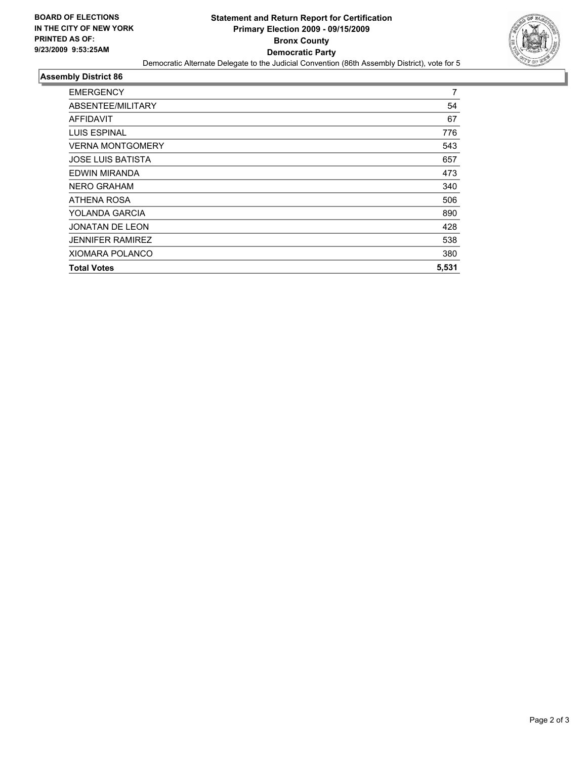**BOARD OF ELECTIONS IN THE CITY OF NEW YORK PRINTED AS OF: 9/23/2009 9:53:25AM**

# Statement and Return Report for Certification
## Primary Election 2009 - 09/15/2009
## Bronx County
## Democratic Party

Democratic Alternate Delegate to the Judicial Convention (86th Assembly District), vote for 5

### Assembly District 86

| | |
|---|---|
| EMERGENCY | 7 |
| ABSENTEE/MILITARY | 54 |
| AFFIDAVIT | 67 |
| LUIS ESPINAL | 776 |
| VERNA MONTGOMERY | 543 |
| JOSE LUIS BATISTA | 657 |
| EDWIN MIRANDA | 473 |
| NERO GRAHAM | 340 |
| ATHENA ROSA | 506 |
| YOLANDA GARCIA | 890 |
| JONATAN DE LEON | 428 |
| JENNIFER RAMIREZ | 538 |
| XIOMARA POLANCO | 380 |
| **Total Votes** | **5,531** |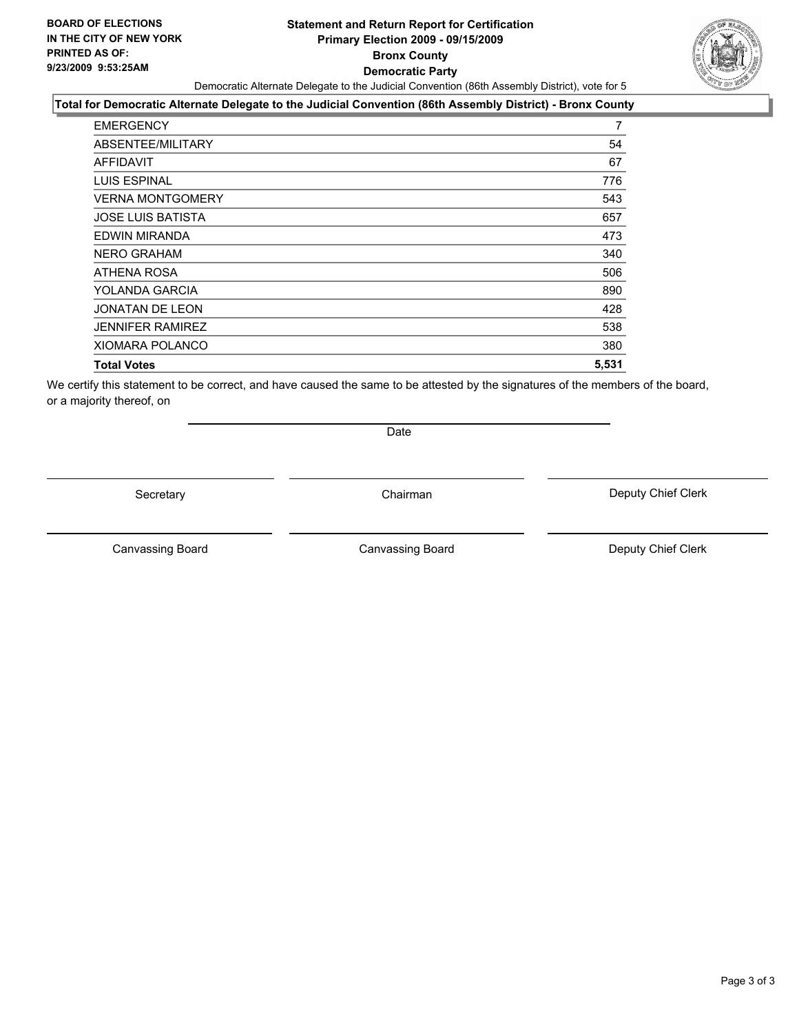**BOARD OF ELECTIONS**
**IN THE CITY OF NEW YORK**
**PRINTED AS OF:**
**9/23/2009 9:53:25AM**

# Statement and Return Report for Certification
## Primary Election 2009 - 09/15/2009
## Bronx County
## Democratic Party

Democratic Alternate Delegate to the Judicial Convention (86th Assembly District), vote for 5

**Total for Democratic Alternate Delegate to the Judicial Convention (86th Assembly District) - Bronx County**

| | |
|---|---|
| EMERGENCY | 7 |
| ABSENTEE/MILITARY | 54 |
| AFFIDAVIT | 67 |
| LUIS ESPINAL | 776 |
| VERNA MONTGOMERY | 543 |
| JOSE LUIS BATISTA | 657 |
| EDWIN MIRANDA | 473 |
| NERO GRAHAM | 340 |
| ATHENA ROSA | 506 |
| YOLANDA GARCIA | 890 |
| JONATAN DE LEON | 428 |
| JENNIFER RAMIREZ | 538 |
| XIOMARA POLANCO | 380 |
| **Total Votes** | **5,531** |

We certify this statement to be correct, and have caused the same to be attested by the signatures of the members of the board, or a majority thereof, on

Date

Secretary | Chairman | Deputy Chief Clerk

Canvassing Board | Canvassing Board | Deputy Chief Clerk